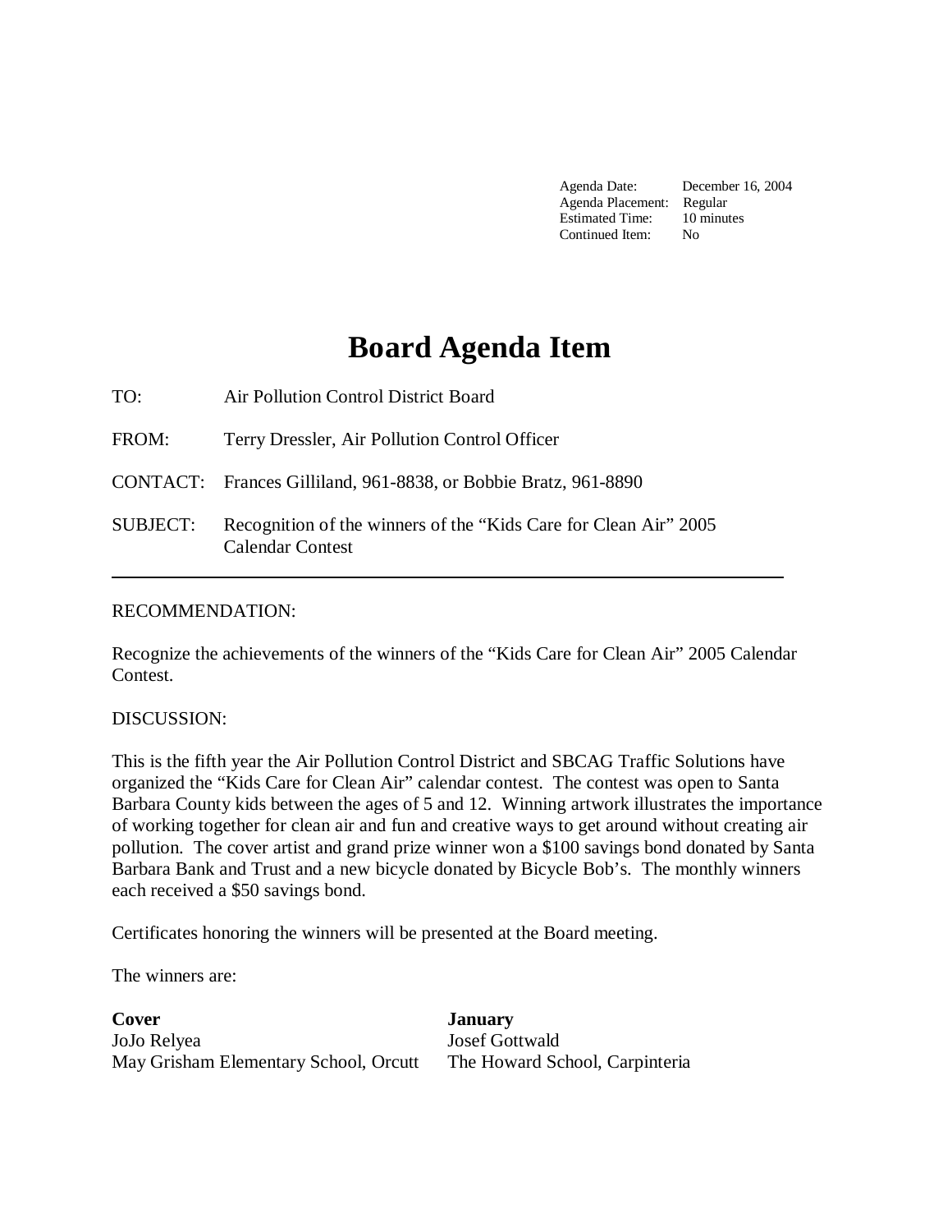Agenda Date: December 16, 2004
Agenda Placement: Regular
Estimated Time: 10 minutes
Continued Item: No

# Board Agenda Item

TO: Air Pollution Control District Board

FROM: Terry Dressler, Air Pollution Control Officer

CONTACT: Frances Gilliland, 961-8838, or Bobbie Bratz, 961-8890

SUBJECT: Recognition of the winners of the "Kids Care for Clean Air" 2005 Calendar Contest

---

RECOMMENDATION:

Recognize the achievements of the winners of the "Kids Care for Clean Air" 2005 Calendar Contest.

DISCUSSION:

This is the fifth year the Air Pollution Control District and SBCAG Traffic Solutions have organized the "Kids Care for Clean Air" calendar contest. The contest was open to Santa Barbara County kids between the ages of 5 and 12. Winning artwork illustrates the importance of working together for clean air and fun and creative ways to get around without creating air pollution. The cover artist and grand prize winner won a $100 savings bond donated by Santa Barbara Bank and Trust and a new bicycle donated by Bicycle Bob's. The monthly winners each received a $50 savings bond.

Certificates honoring the winners will be presented at the Board meeting.

The winners are:

**Cover**
JoJo Relyea
May Grisham Elementary School, Orcutt

**January**
Josef Gottwald
The Howard School, Carpinteria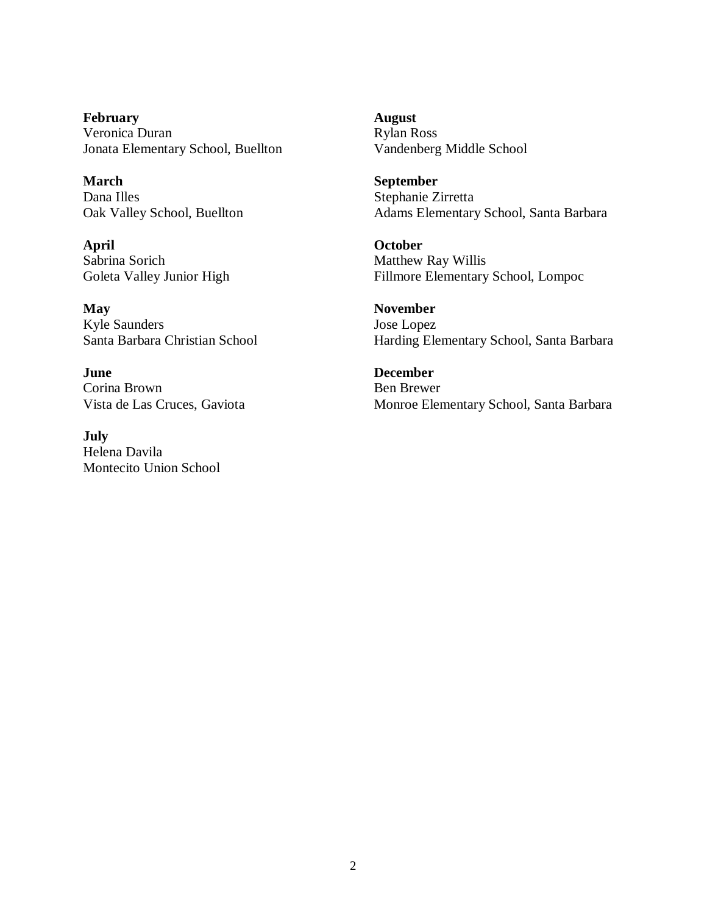**February**
Veronica Duran
Jonata Elementary School, Buellton

**March**
Dana Illes
Oak Valley School, Buellton

**April**
Sabrina Sorich
Goleta Valley Junior High

**May**
Kyle Saunders
Santa Barbara Christian School

**June**
Corina Brown
Vista de Las Cruces, Gaviota

**July**
Helena Davila
Montecito Union School

**August**
Rylan Ross
Vandenberg Middle School

**September**
Stephanie Zirretta
Adams Elementary School, Santa Barbara

**October**
Matthew Ray Willis
Fillmore Elementary School, Lompoc

**November**
Jose Lopez
Harding Elementary School, Santa Barbara

**December**
Ben Brewer
Monroe Elementary School, Santa Barbara